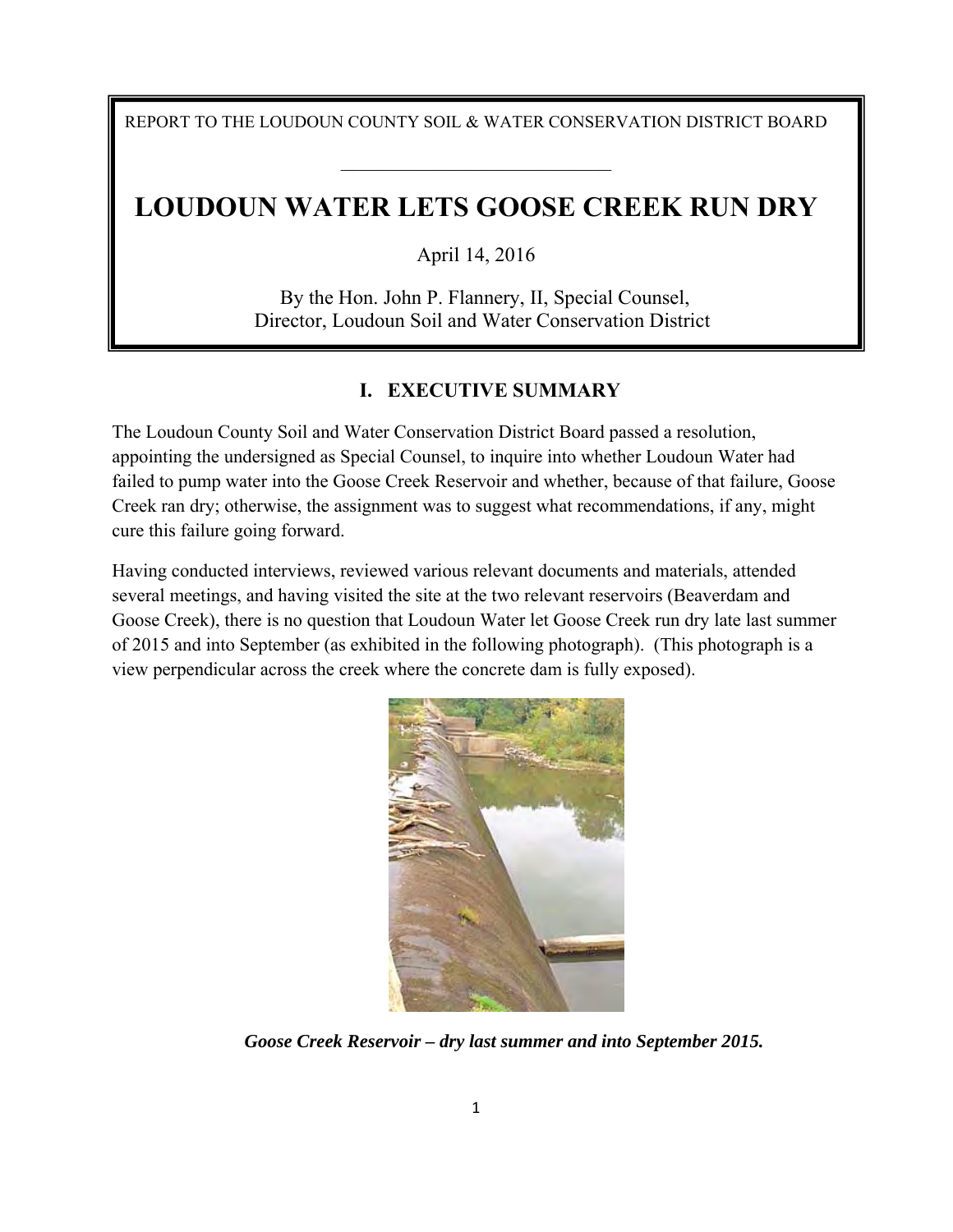REPORT TO THE LOUDOUN COUNTY SOIL & WATER CONSERVATION DISTRICT BOARD

# LOUDOUN WATER LETS GOOSE CREEK RUN DRY

April 14, 2016

By the Hon. John P. Flannery, II, Special Counsel,
Director, Loudoun Soil and Water Conservation District

## I. EXECUTIVE SUMMARY

The Loudoun County Soil and Water Conservation District Board passed a resolution, appointing the undersigned as Special Counsel, to inquire into whether Loudoun Water had failed to pump water into the Goose Creek Reservoir and whether, because of that failure, Goose Creek ran dry; otherwise, the assignment was to suggest what recommendations, if any, might cure this failure going forward.

Having conducted interviews, reviewed various relevant documents and materials, attended several meetings, and having visited the site at the two relevant reservoirs (Beaverdam and Goose Creek), there is no question that Loudoun Water let Goose Creek run dry late last summer of 2015 and into September (as exhibited in the following photograph). (This photograph is a view perpendicular across the creek where the concrete dam is fully exposed).

***Goose Creek Reservoir – dry last summer and into September 2015.***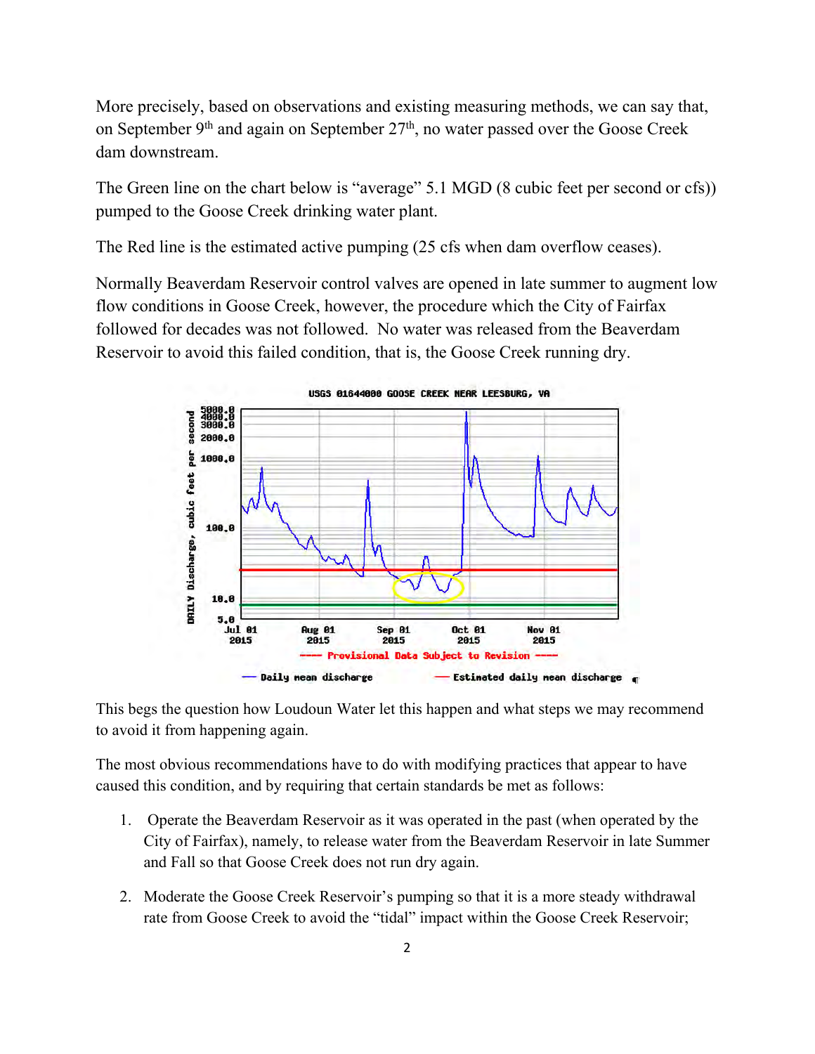More precisely, based on observations and existing measuring methods, we can say that, on September 9th and again on September 27th, no water passed over the Goose Creek dam downstream.

The Green line on the chart below is "average" 5.1 MGD (8 cubic feet per second or cfs)) pumped to the Goose Creek drinking water plant.

The Red line is the estimated active pumping (25 cfs when dam overflow ceases).

Normally Beaverdam Reservoir control valves are opened in late summer to augment low flow conditions in Goose Creek, however, the procedure which the City of Fairfax followed for decades was not followed. No water was released from the Beaverdam Reservoir to avoid this failed condition, that is, the Goose Creek running dry.

USGS 01644000 GOOSE CREEK NEAR LEESBURG, VA

---- Provisional Data Subject to Revision ----

— Daily mean discharge — Estimated daily mean discharge

This begs the question how Loudoun Water let this happen and what steps we may recommend to avoid it from happening again.

The most obvious recommendations have to do with modifying practices that appear to have caused this condition, and by requiring that certain standards be met as follows:

1. Operate the Beaverdam Reservoir as it was operated in the past (when operated by the City of Fairfax), namely, to release water from the Beaverdam Reservoir in late Summer and Fall so that Goose Creek does not run dry again.
2. Moderate the Goose Creek Reservoir's pumping so that it is a more steady withdrawal rate from Goose Creek to avoid the "tidal" impact within the Goose Creek Reservoir;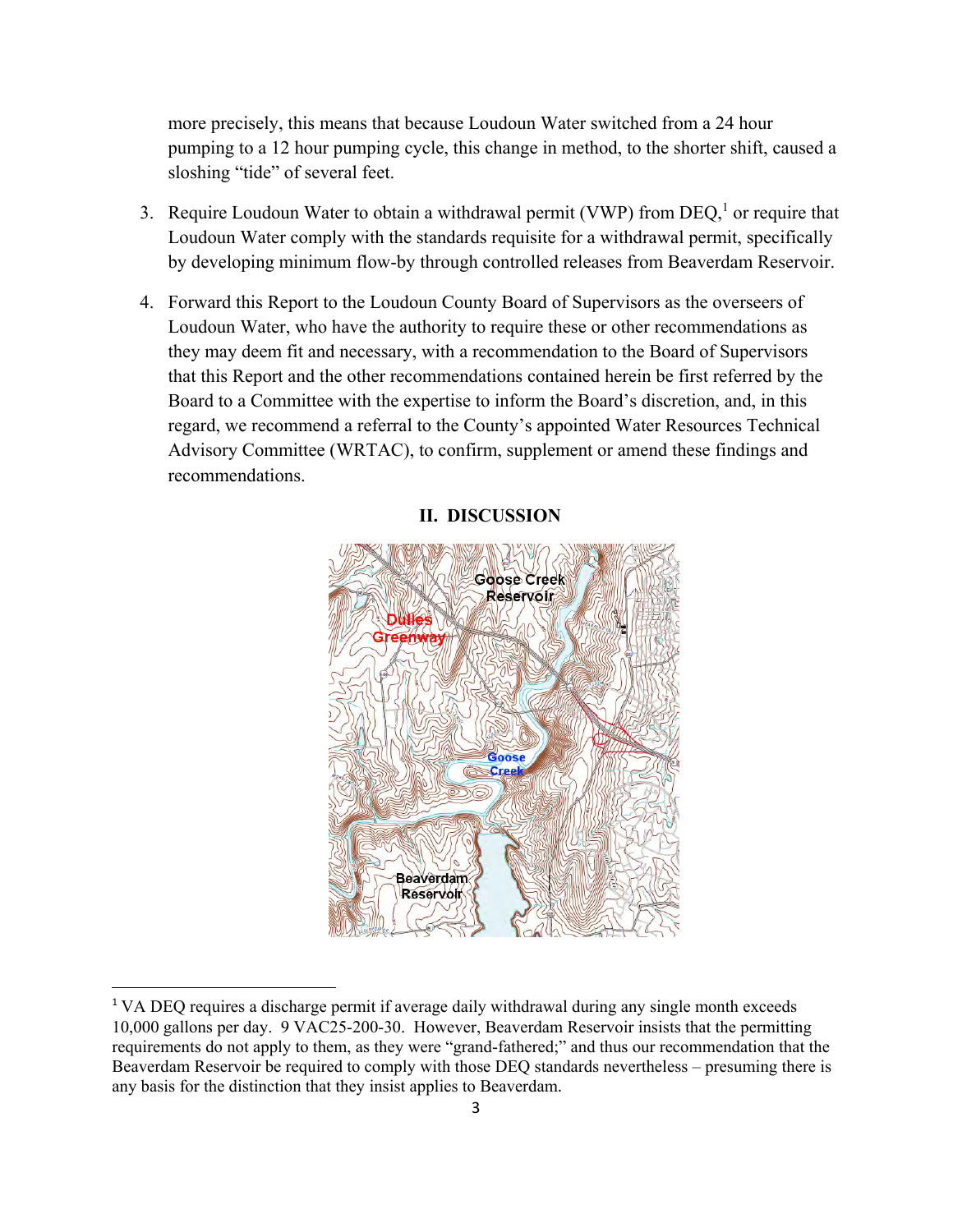more precisely, this means that because Loudoun Water switched from a 24 hour pumping to a 12 hour pumping cycle, this change in method, to the shorter shift, caused a sloshing "tide" of several feet.

3. Require Loudoun Water to obtain a withdrawal permit (VWP) from DEQ,[1] or require that Loudoun Water comply with the standards requisite for a withdrawal permit, specifically by developing minimum flow-by through controlled releases from Beaverdam Reservoir.

4. Forward this Report to the Loudoun County Board of Supervisors as the overseers of Loudoun Water, who have the authority to require these or other recommendations as they may deem fit and necessary, with a recommendation to the Board of Supervisors that this Report and the other recommendations contained herein be first referred by the Board to a Committee with the expertise to inform the Board's discretion, and, in this regard, we recommend a referral to the County's appointed Water Resources Technical Advisory Committee (WRTAC), to confirm, supplement or amend these findings and recommendations.

## II. DISCUSSION

[1] VA DEQ requires a discharge permit if average daily withdrawal during any single month exceeds 10,000 gallons per day. 9 VAC25-200-30. However, Beaverdam Reservoir insists that the permitting requirements do not apply to them, as they were "grand-fathered;" and thus our recommendation that the Beaverdam Reservoir be required to comply with those DEQ standards nevertheless – presuming there is any basis for the distinction that they insist applies to Beaverdam.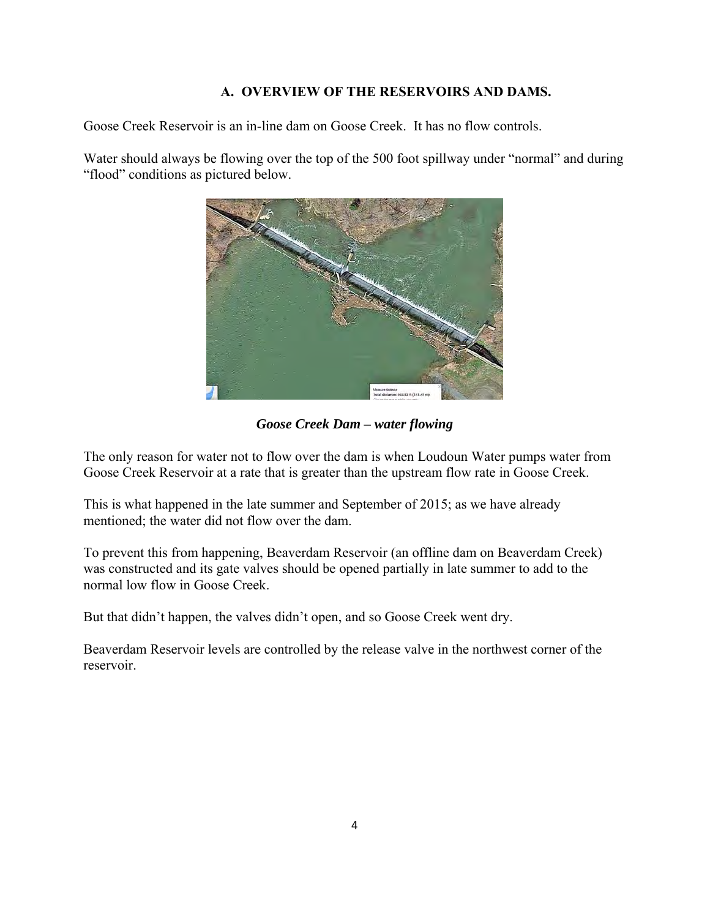## A. OVERVIEW OF THE RESERVOIRS AND DAMS.

Goose Creek Reservoir is an in-line dam on Goose Creek. It has no flow controls.

Water should always be flowing over the top of the 500 foot spillway under "normal" and during "flood" conditions as pictured below.

***Goose Creek Dam – water flowing***

The only reason for water not to flow over the dam is when Loudoun Water pumps water from Goose Creek Reservoir at a rate that is greater than the upstream flow rate in Goose Creek.

This is what happened in the late summer and September of 2015; as we have already mentioned; the water did not flow over the dam.

To prevent this from happening, Beaverdam Reservoir (an offline dam on Beaverdam Creek) was constructed and its gate valves should be opened partially in late summer to add to the normal low flow in Goose Creek.

But that didn't happen, the valves didn't open, and so Goose Creek went dry.

Beaverdam Reservoir levels are controlled by the release valve in the northwest corner of the reservoir.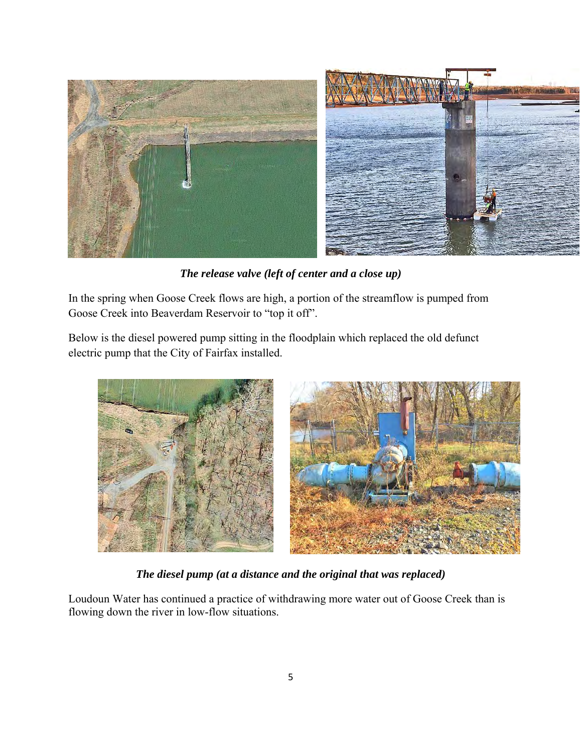*The release valve (left of center and a close up)*

In the spring when Goose Creek flows are high, a portion of the streamflow is pumped from Goose Creek into Beaverdam Reservoir to “top it off”.

Below is the diesel powered pump sitting in the floodplain which replaced the old defunct electric pump that the City of Fairfax installed.

*The diesel pump (at a distance and the original that was replaced)*

Loudoun Water has continued a practice of withdrawing more water out of Goose Creek than is flowing down the river in low-flow situations.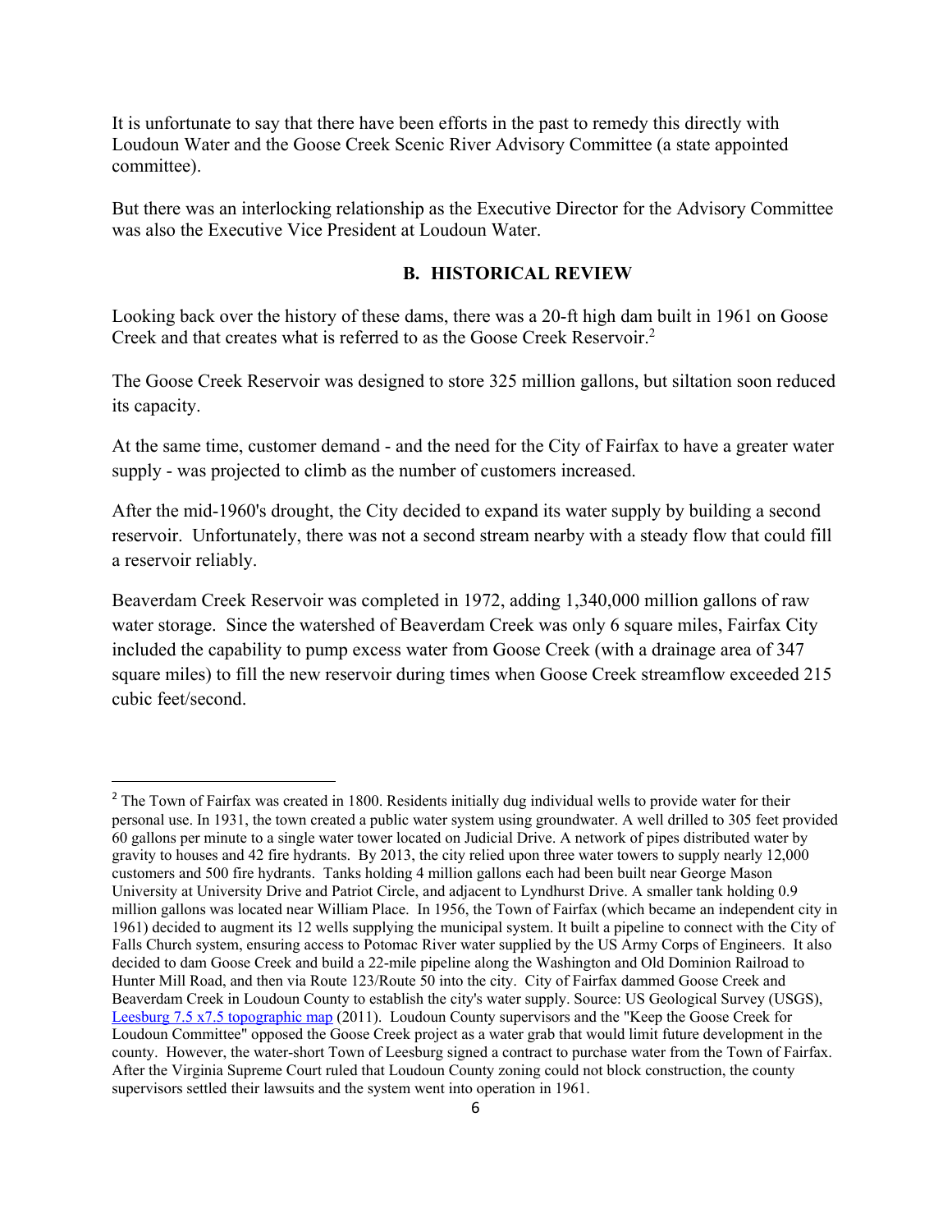It is unfortunate to say that there have been efforts in the past to remedy this directly with Loudoun Water and the Goose Creek Scenic River Advisory Committee (a state appointed committee).

But there was an interlocking relationship as the Executive Director for the Advisory Committee was also the Executive Vice President at Loudoun Water.

## B. HISTORICAL REVIEW

Looking back over the history of these dams, there was a 20-ft high dam built in 1961 on Goose Creek and that creates what is referred to as the Goose Creek Reservoir.[2]

The Goose Creek Reservoir was designed to store 325 million gallons, but siltation soon reduced its capacity.

At the same time, customer demand - and the need for the City of Fairfax to have a greater water supply - was projected to climb as the number of customers increased.

After the mid-1960's drought, the City decided to expand its water supply by building a second reservoir. Unfortunately, there was not a second stream nearby with a steady flow that could fill a reservoir reliably.

Beaverdam Creek Reservoir was completed in 1972, adding 1,340,000 million gallons of raw water storage. Since the watershed of Beaverdam Creek was only 6 square miles, Fairfax City included the capability to pump excess water from Goose Creek (with a drainage area of 347 square miles) to fill the new reservoir during times when Goose Creek streamflow exceeded 215 cubic feet/second.

---

[2] The Town of Fairfax was created in 1800. Residents initially dug individual wells to provide water for their personal use. In 1931, the town created a public water system using groundwater. A well drilled to 305 feet provided 60 gallons per minute to a single water tower located on Judicial Drive. A network of pipes distributed water by gravity to houses and 42 fire hydrants. By 2013, the city relied upon three water towers to supply nearly 12,000 customers and 500 fire hydrants. Tanks holding 4 million gallons each had been built near George Mason University at University Drive and Patriot Circle, and adjacent to Lyndhurst Drive. A smaller tank holding 0.9 million gallons was located near William Place. In 1956, the Town of Fairfax (which became an independent city in 1961) decided to augment its 12 wells supplying the municipal system. It built a pipeline to connect with the City of Falls Church system, ensuring access to Potomac River water supplied by the US Army Corps of Engineers. It also decided to dam Goose Creek and build a 22-mile pipeline along the Washington and Old Dominion Railroad to Hunter Mill Road, and then via Route 123/Route 50 into the city. City of Fairfax dammed Goose Creek and Beaverdam Creek in Loudoun County to establish the city's water supply. Source: US Geological Survey (USGS), Leesburg 7.5 x7.5 topographic map (2011). Loudoun County supervisors and the "Keep the Goose Creek for Loudoun Committee" opposed the Goose Creek project as a water grab that would limit future development in the county. However, the water-short Town of Leesburg signed a contract to purchase water from the Town of Fairfax. After the Virginia Supreme Court ruled that Loudoun County zoning could not block construction, the county supervisors settled their lawsuits and the system went into operation in 1961.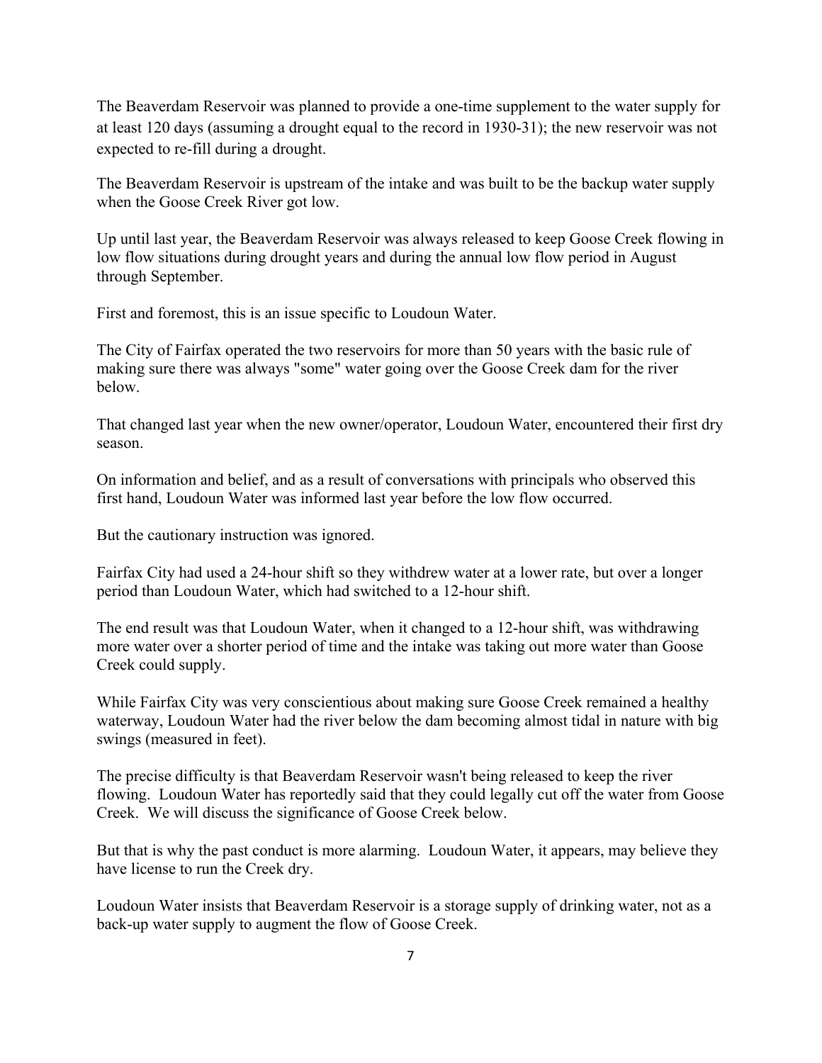The Beaverdam Reservoir was planned to provide a one-time supplement to the water supply for at least 120 days (assuming a drought equal to the record in 1930-31); the new reservoir was not expected to re-fill during a drought.

The Beaverdam Reservoir is upstream of the intake and was built to be the backup water supply when the Goose Creek River got low.

Up until last year, the Beaverdam Reservoir was always released to keep Goose Creek flowing in low flow situations during drought years and during the annual low flow period in August through September.

First and foremost, this is an issue specific to Loudoun Water.

The City of Fairfax operated the two reservoirs for more than 50 years with the basic rule of making sure there was always "some" water going over the Goose Creek dam for the river below.

That changed last year when the new owner/operator, Loudoun Water, encountered their first dry season.

On information and belief, and as a result of conversations with principals who observed this first hand, Loudoun Water was informed last year before the low flow occurred.

But the cautionary instruction was ignored.

Fairfax City had used a 24-hour shift so they withdrew water at a lower rate, but over a longer period than Loudoun Water, which had switched to a 12-hour shift.

The end result was that Loudoun Water, when it changed to a 12-hour shift, was withdrawing more water over a shorter period of time and the intake was taking out more water than Goose Creek could supply.

While Fairfax City was very conscientious about making sure Goose Creek remained a healthy waterway, Loudoun Water had the river below the dam becoming almost tidal in nature with big swings (measured in feet).

The precise difficulty is that Beaverdam Reservoir wasn't being released to keep the river flowing. Loudoun Water has reportedly said that they could legally cut off the water from Goose Creek. We will discuss the significance of Goose Creek below.

But that is why the past conduct is more alarming. Loudoun Water, it appears, may believe they have license to run the Creek dry.

Loudoun Water insists that Beaverdam Reservoir is a storage supply of drinking water, not as a back-up water supply to augment the flow of Goose Creek.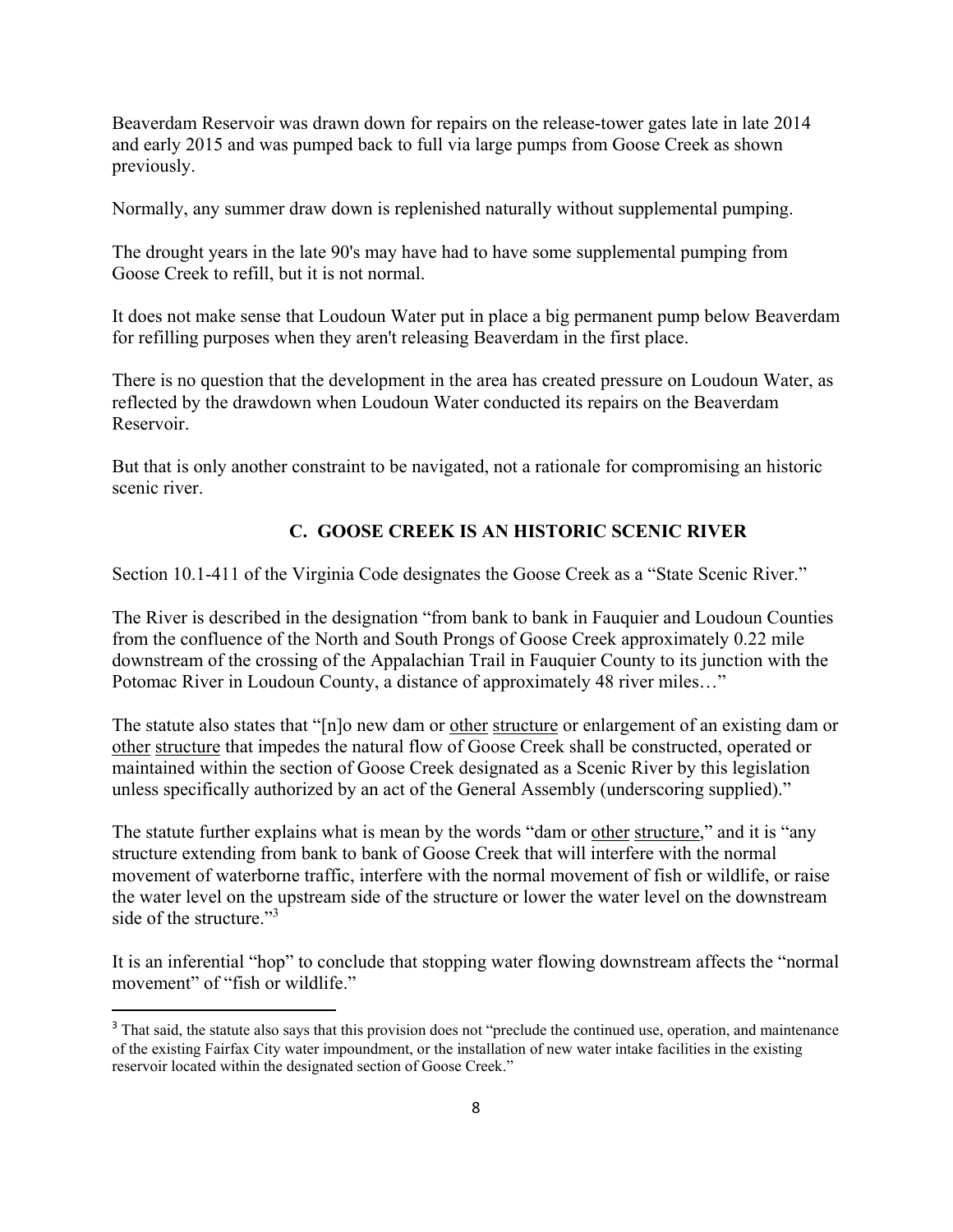Beaverdam Reservoir was drawn down for repairs on the release-tower gates late in late 2014 and early 2015 and was pumped back to full via large pumps from Goose Creek as shown previously.

Normally, any summer draw down is replenished naturally without supplemental pumping.

The drought years in the late 90's may have had to have some supplemental pumping from Goose Creek to refill, but it is not normal.

It does not make sense that Loudoun Water put in place a big permanent pump below Beaverdam for refilling purposes when they aren't releasing Beaverdam in the first place.

There is no question that the development in the area has created pressure on Loudoun Water, as reflected by the drawdown when Loudoun Water conducted its repairs on the Beaverdam Reservoir.

But that is only another constraint to be navigated, not a rationale for compromising an historic scenic river.

### C. GOOSE CREEK IS AN HISTORIC SCENIC RIVER

Section 10.1-411 of the Virginia Code designates the Goose Creek as a "State Scenic River."

The River is described in the designation "from bank to bank in Fauquier and Loudoun Counties from the confluence of the North and South Prongs of Goose Creek approximately 0.22 mile downstream of the crossing of the Appalachian Trail in Fauquier County to its junction with the Potomac River in Loudoun County, a distance of approximately 48 river miles…"

The statute also states that "[n]o new dam or <u>other</u> <u>structure</u> or enlargement of an existing dam or <u>other</u> <u>structure</u> that impedes the natural flow of Goose Creek shall be constructed, operated or maintained within the section of Goose Creek designated as a Scenic River by this legislation unless specifically authorized by an act of the General Assembly (underscoring supplied)."

The statute further explains what is mean by the words "dam or <u>other</u> <u>structure</u>," and it is "any structure extending from bank to bank of Goose Creek that will interfere with the normal movement of waterborne traffic, interfere with the normal movement of fish or wildlife, or raise the water level on the upstream side of the structure or lower the water level on the downstream side of the structure."[3]

It is an inferential "hop" to conclude that stopping water flowing downstream affects the "normal movement" of "fish or wildlife."

[3] That said, the statute also says that this provision does not "preclude the continued use, operation, and maintenance of the existing Fairfax City water impoundment, or the installation of new water intake facilities in the existing reservoir located within the designated section of Goose Creek."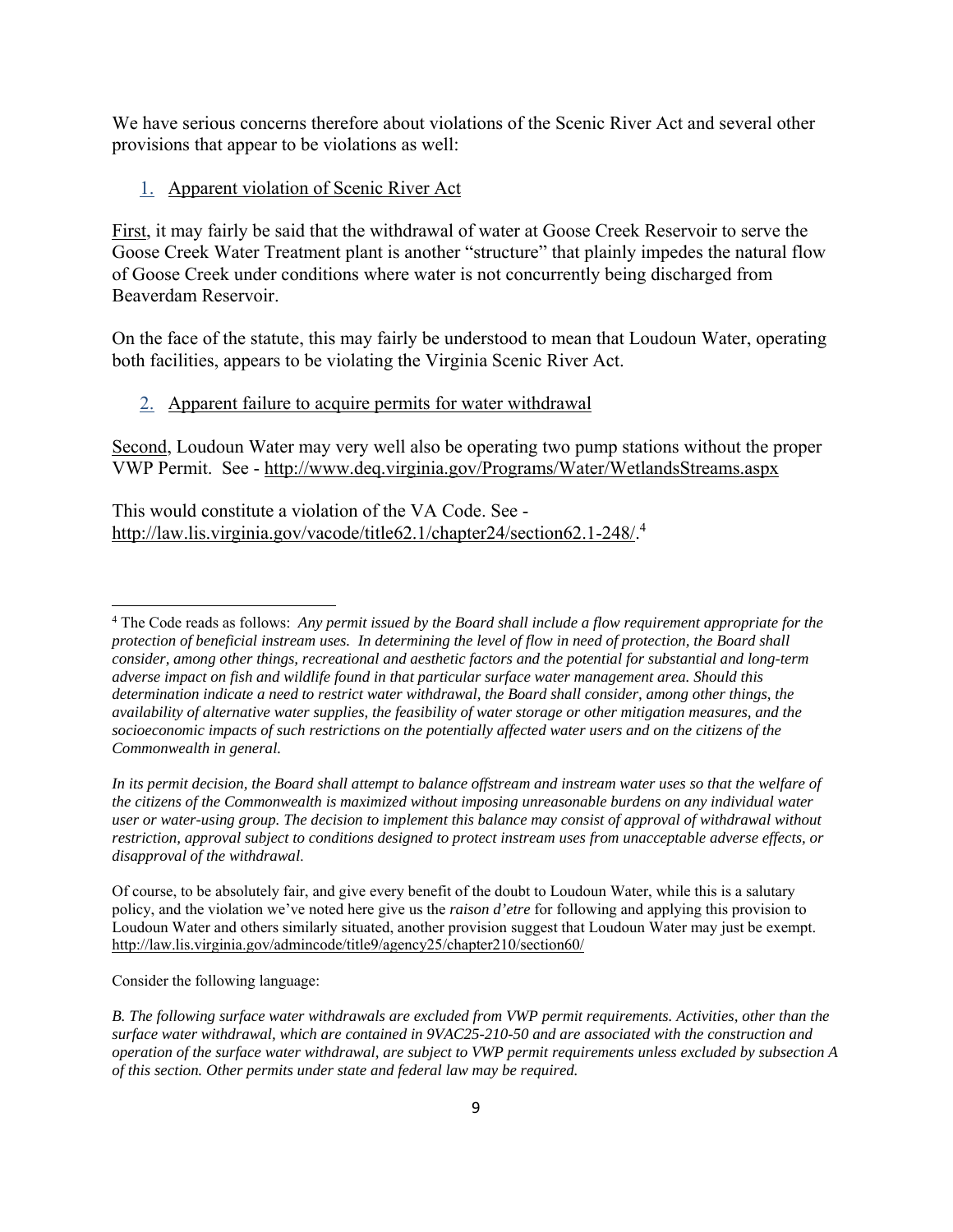We have serious concerns therefore about violations of the Scenic River Act and several other provisions that appear to be violations as well:

1. Apparent violation of Scenic River Act

First, it may fairly be said that the withdrawal of water at Goose Creek Reservoir to serve the Goose Creek Water Treatment plant is another "structure" that plainly impedes the natural flow of Goose Creek under conditions where water is not concurrently being discharged from Beaverdam Reservoir.

On the face of the statute, this may fairly be understood to mean that Loudoun Water, operating both facilities, appears to be violating the Virginia Scenic River Act.

2. Apparent failure to acquire permits for water withdrawal

Second, Loudoun Water may very well also be operating two pump stations without the proper VWP Permit. See - http://www.deq.virginia.gov/Programs/Water/WetlandsStreams.aspx

This would constitute a violation of the VA Code. See - http://law.lis.virginia.gov/vacode/title62.1/chapter24/section62.1-248/.[4]

---

[4] The Code reads as follows: *Any permit issued by the Board shall include a flow requirement appropriate for the protection of beneficial instream uses. In determining the level of flow in need of protection, the Board shall consider, among other things, recreational and aesthetic factors and the potential for substantial and long-term adverse impact on fish and wildlife found in that particular surface water management area. Should this determination indicate a need to restrict water withdrawal, the Board shall consider, among other things, the availability of alternative water supplies, the feasibility of water storage or other mitigation measures, and the socioeconomic impacts of such restrictions on the potentially affected water users and on the citizens of the Commonwealth in general.*

*In its permit decision, the Board shall attempt to balance offstream and instream water uses so that the welfare of the citizens of the Commonwealth is maximized without imposing unreasonable burdens on any individual water user or water-using group. The decision to implement this balance may consist of approval of withdrawal without restriction, approval subject to conditions designed to protect instream uses from unacceptable adverse effects, or disapproval of the withdrawal.*

Of course, to be absolutely fair, and give every benefit of the doubt to Loudoun Water, while this is a salutary policy, and the violation we've noted here give us the *raison d'etre* for following and applying this provision to Loudoun Water and others similarly situated, another provision suggest that Loudoun Water may just be exempt. http://law.lis.virginia.gov/admincode/title9/agency25/chapter210/section60/

Consider the following language:

*B. The following surface water withdrawals are excluded from VWP permit requirements. Activities, other than the surface water withdrawal, which are contained in 9VAC25-210-50 and are associated with the construction and operation of the surface water withdrawal, are subject to VWP permit requirements unless excluded by subsection A of this section. Other permits under state and federal law may be required.*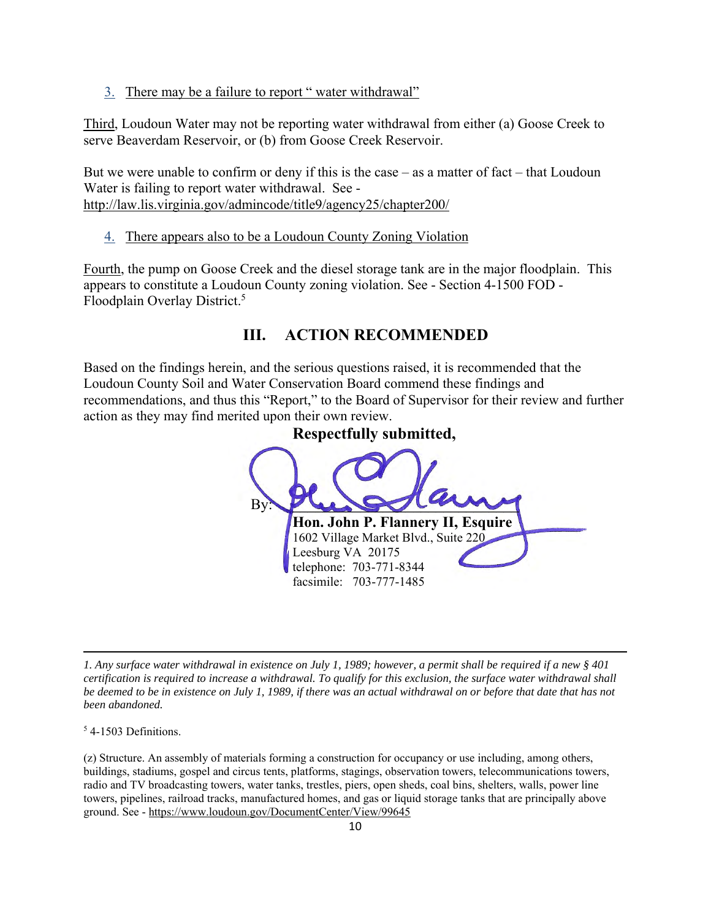3. There may be a failure to report " water withdrawal"

Third, Loudoun Water may not be reporting water withdrawal from either (a) Goose Creek to serve Beaverdam Reservoir, or (b) from Goose Creek Reservoir.

But we were unable to confirm or deny if this is the case – as a matter of fact – that Loudoun Water is failing to report water withdrawal. See - http://law.lis.virginia.gov/admincode/title9/agency25/chapter200/

4. There appears also to be a Loudoun County Zoning Violation

Fourth, the pump on Goose Creek and the diesel storage tank are in the major floodplain. This appears to constitute a Loudoun County zoning violation. See - Section 4-1500 FOD - Floodplain Overlay District.[5]

## III. ACTION RECOMMENDED

Based on the findings herein, and the serious questions raised, it is recommended that the Loudoun County Soil and Water Conservation Board commend these findings and recommendations, and thus this "Report," to the Board of Supervisor for their review and further action as they may find merited upon their own review.

**Respectfully submitted,**

By: \_\_\_\_\_\_\_\_\_\_\_\_\_\_\_\_\_\_\_\_\_\_\_\_

**Hon. John P. Flannery II, Esquire**
1602 Village Market Blvd., Suite 220
Leesburg VA 20175
telephone: 703-771-8344
facsimile: 703-777-1485

---

*1. Any surface water withdrawal in existence on July 1, 1989; however, a permit shall be required if a new § 401 certification is required to increase a withdrawal. To qualify for this exclusion, the surface water withdrawal shall be deemed to be in existence on July 1, 1989, if there was an actual withdrawal on or before that date that has not been abandoned.*

[5] 4-1503 Definitions.

(z) Structure. An assembly of materials forming a construction for occupancy or use including, among others, buildings, stadiums, gospel and circus tents, platforms, stagings, observation towers, telecommunications towers, radio and TV broadcasting towers, water tanks, trestles, piers, open sheds, coal bins, shelters, walls, power line towers, pipelines, railroad tracks, manufactured homes, and gas or liquid storage tanks that are principally above ground. See - https://www.loudoun.gov/DocumentCenter/View/99645